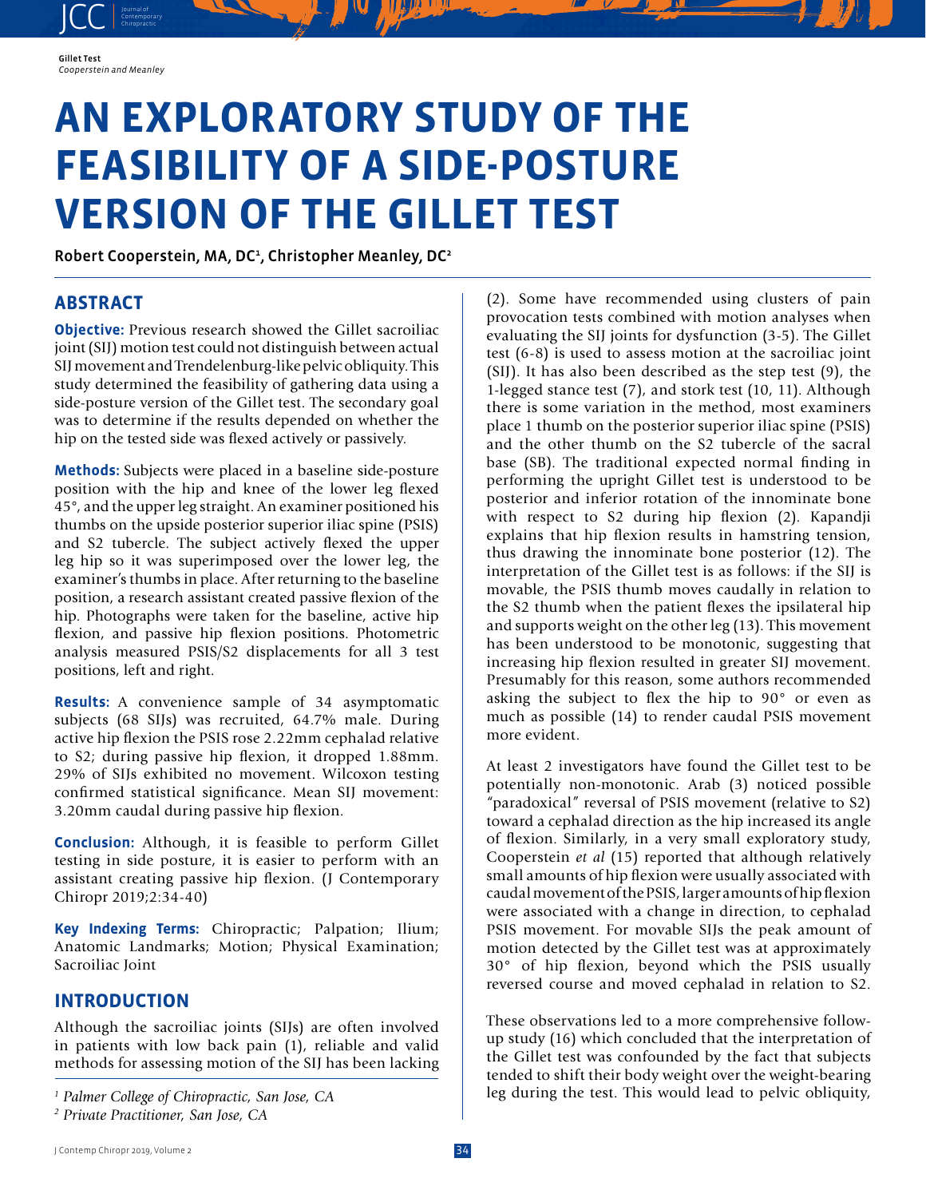# AN EXPLORATORY STUDY OF THE FEASIBILITY OF A SIDE-POSTURE VERSION OF THE GILLET TEST

**Robert Cooperstein, MA, DC[1], Christopher Meanley, DC[2]**

## ABSTRACT

**Objective:** Previous research showed the Gillet sacroiliac joint (SIJ) motion test could not distinguish between actual SIJ movement and Trendelenburg-like pelvic obliquity. This study determined the feasibility of gathering data using a side-posture version of the Gillet test. The secondary goal was to determine if the results depended on whether the hip on the tested side was flexed actively or passively.

**Methods:** Subjects were placed in a baseline side-posture position with the hip and knee of the lower leg flexed 45°, and the upper leg straight. An examiner positioned his thumbs on the upside posterior superior iliac spine (PSIS) and S2 tubercle. The subject actively flexed the upper leg hip so it was superimposed over the lower leg, the examiner's thumbs in place. After returning to the baseline position, a research assistant created passive flexion of the hip. Photographs were taken for the baseline, active hip flexion, and passive hip flexion positions. Photometric analysis measured PSIS/S2 displacements for all 3 test positions, left and right.

**Results:** A convenience sample of 34 asymptomatic subjects (68 SIJs) was recruited, 64.7% male. During active hip flexion the PSIS rose 2.22mm cephalad relative to S2; during passive hip flexion, it dropped 1.88mm. 29% of SIJs exhibited no movement. Wilcoxon testing confirmed statistical significance. Mean SIJ movement: 3.20mm caudal during passive hip flexion.

**Conclusion:** Although, it is feasible to perform Gillet testing in side posture, it is easier to perform with an assistant creating passive hip flexion. (J Contemporary Chiropr 2019;2:34-40)

**Key Indexing Terms:** Chiropractic; Palpation; Ilium; Anatomic Landmarks; Motion; Physical Examination; Sacroiliac Joint

## INTRODUCTION

Although the sacroiliac joints (SIJs) are often involved in patients with low back pain (1), reliable and valid methods for assessing motion of the SIJ has been lacking (2). Some have recommended using clusters of pain provocation tests combined with motion analyses when evaluating the SIJ joints for dysfunction (3-5). The Gillet test (6-8) is used to assess motion at the sacroiliac joint (SIJ). It has also been described as the step test (9), the 1-legged stance test (7), and stork test (10, 11). Although there is some variation in the method, most examiners place 1 thumb on the posterior superior iliac spine (PSIS) and the other thumb on the S2 tubercle of the sacral base (SB). The traditional expected normal finding in performing the upright Gillet test is understood to be posterior and inferior rotation of the innominate bone with respect to S2 during hip flexion (2). Kapandji explains that hip flexion results in hamstring tension, thus drawing the innominate bone posterior (12). The interpretation of the Gillet test is as follows: if the SIJ is movable, the PSIS thumb moves caudally in relation to the S2 thumb when the patient flexes the ipsilateral hip and supports weight on the other leg (13). This movement has been understood to be monotonic, suggesting that increasing hip flexion resulted in greater SIJ movement. Presumably for this reason, some authors recommended asking the subject to flex the hip to 90° or even as much as possible (14) to render caudal PSIS movement more evident.

At least 2 investigators have found the Gillet test to be potentially non-monotonic. Arab (3) noticed possible "paradoxical" reversal of PSIS movement (relative to S2) toward a cephalad direction as the hip increased its angle of flexion. Similarly, in a very small exploratory study, Cooperstein *et al* (15) reported that although relatively small amounts of hip flexion were usually associated with caudal movement of the PSIS, larger amounts of hip flexion were associated with a change in direction, to cephalad PSIS movement. For movable SIJs the peak amount of motion detected by the Gillet test was at approximately 30° of hip flexion, beyond which the PSIS usually reversed course and moved cephalad in relation to S2.

These observations led to a more comprehensive follow-up study (16) which concluded that the interpretation of the Gillet test was confounded by the fact that subjects tended to shift their body weight over the weight-bearing leg during the test. This would lead to pelvic obliquity,

---

*[1] Palmer College of Chiropractic, San Jose, CA*
*[2] Private Practitioner, San Jose, CA*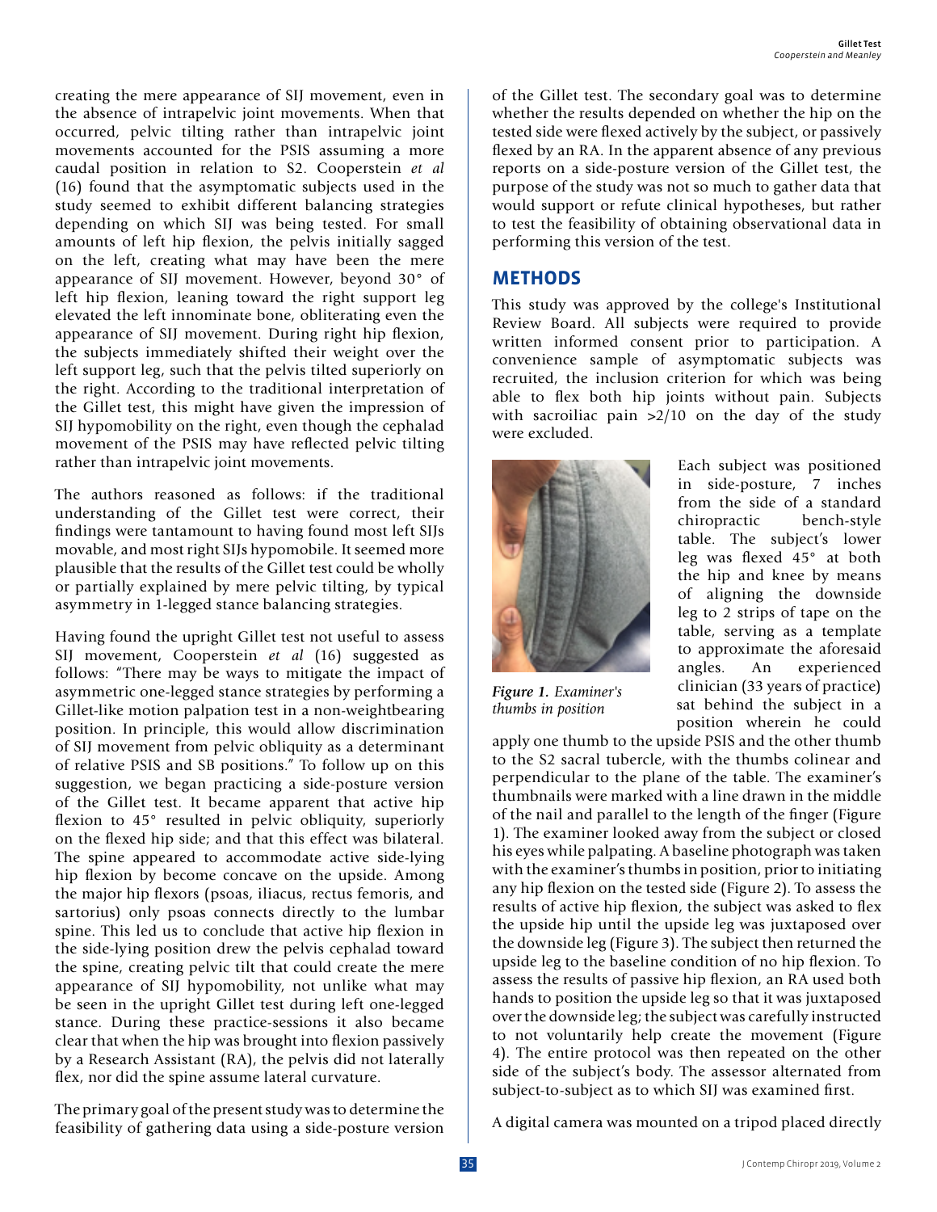creating the mere appearance of SIJ movement, even in the absence of intrapelvic joint movements. When that occurred, pelvic tilting rather than intrapelvic joint movements accounted for the PSIS assuming a more caudal position in relation to S2. Cooperstein *et al* (16) found that the asymptomatic subjects used in the study seemed to exhibit different balancing strategies depending on which SIJ was being tested. For small amounts of left hip flexion, the pelvis initially sagged on the left, creating what may have been the mere appearance of SIJ movement. However, beyond 30° of left hip flexion, leaning toward the right support leg elevated the left innominate bone, obliterating even the appearance of SIJ movement. During right hip flexion, the subjects immediately shifted their weight over the left support leg, such that the pelvis tilted superiorly on the right. According to the traditional interpretation of the Gillet test, this might have given the impression of SIJ hypomobility on the right, even though the cephalad movement of the PSIS may have reflected pelvic tilting rather than intrapelvic joint movements.

The authors reasoned as follows: if the traditional understanding of the Gillet test were correct, their findings were tantamount to having found most left SIJs movable, and most right SIJs hypomobile. It seemed more plausible that the results of the Gillet test could be wholly or partially explained by mere pelvic tilting, by typical asymmetry in 1-legged stance balancing strategies.

Having found the upright Gillet test not useful to assess SIJ movement, Cooperstein *et al* (16) suggested as follows: "There may be ways to mitigate the impact of asymmetric one-legged stance strategies by performing a Gillet-like motion palpation test in a non-weightbearing position. In principle, this would allow discrimination of SIJ movement from pelvic obliquity as a determinant of relative PSIS and SB positions." To follow up on this suggestion, we began practicing a side-posture version of the Gillet test. It became apparent that active hip flexion to 45° resulted in pelvic obliquity, superiorly on the flexed hip side; and that this effect was bilateral. The spine appeared to accommodate active side-lying hip flexion by become concave on the upside. Among the major hip flexors (psoas, iliacus, rectus femoris, and sartorius) only psoas connects directly to the lumbar spine. This led us to conclude that active hip flexion in the side-lying position drew the pelvis cephalad toward the spine, creating pelvic tilt that could create the mere appearance of SIJ hypomobility, not unlike what may be seen in the upright Gillet test during left one-legged stance. During these practice-sessions it also became clear that when the hip was brought into flexion passively by a Research Assistant (RA), the pelvis did not laterally flex, nor did the spine assume lateral curvature.

The primary goal of the present study was to determine the feasibility of gathering data using a side-posture version of the Gillet test. The secondary goal was to determine whether the results depended on whether the hip on the tested side were flexed actively by the subject, or passively flexed by an RA. In the apparent absence of any previous reports on a side-posture version of the Gillet test, the purpose of the study was not so much to gather data that would support or refute clinical hypotheses, but rather to test the feasibility of obtaining observational data in performing this version of the test.

## METHODS

This study was approved by the college's Institutional Review Board. All subjects were required to provide written informed consent prior to participation. A convenience sample of asymptomatic subjects was recruited, the inclusion criterion for which was being able to flex both hip joints without pain. Subjects with sacroiliac pain >2/10 on the day of the study were excluded.

*Figure 1. Examiner's thumbs in position*

Each subject was positioned in side-posture, 7 inches from the side of a standard chiropractic bench-style table. The subject's lower leg was flexed 45° at both the hip and knee by means of aligning the downside leg to 2 strips of tape on the table, serving as a template to approximate the aforesaid angles. An experienced clinician (33 years of practice) sat behind the subject in a position wherein he could apply one thumb to the upside PSIS and the other thumb to the S2 sacral tubercle, with the thumbs colinear and perpendicular to the plane of the table. The examiner's thumbnails were marked with a line drawn in the middle of the nail and parallel to the length of the finger (Figure 1). The examiner looked away from the subject or closed his eyes while palpating. A baseline photograph was taken with the examiner's thumbs in position, prior to initiating any hip flexion on the tested side (Figure 2). To assess the results of active hip flexion, the subject was asked to flex the upside hip until the upside leg was juxtaposed over the downside leg (Figure 3). The subject then returned the upside leg to the baseline condition of no hip flexion. To assess the results of passive hip flexion, an RA used both hands to position the upside leg so that it was juxtaposed over the downside leg; the subject was carefully instructed to not voluntarily help create the movement (Figure 4). The entire protocol was then repeated on the other side of the subject's body. The assessor alternated from subject-to-subject as to which SIJ was examined first.

A digital camera was mounted on a tripod placed directly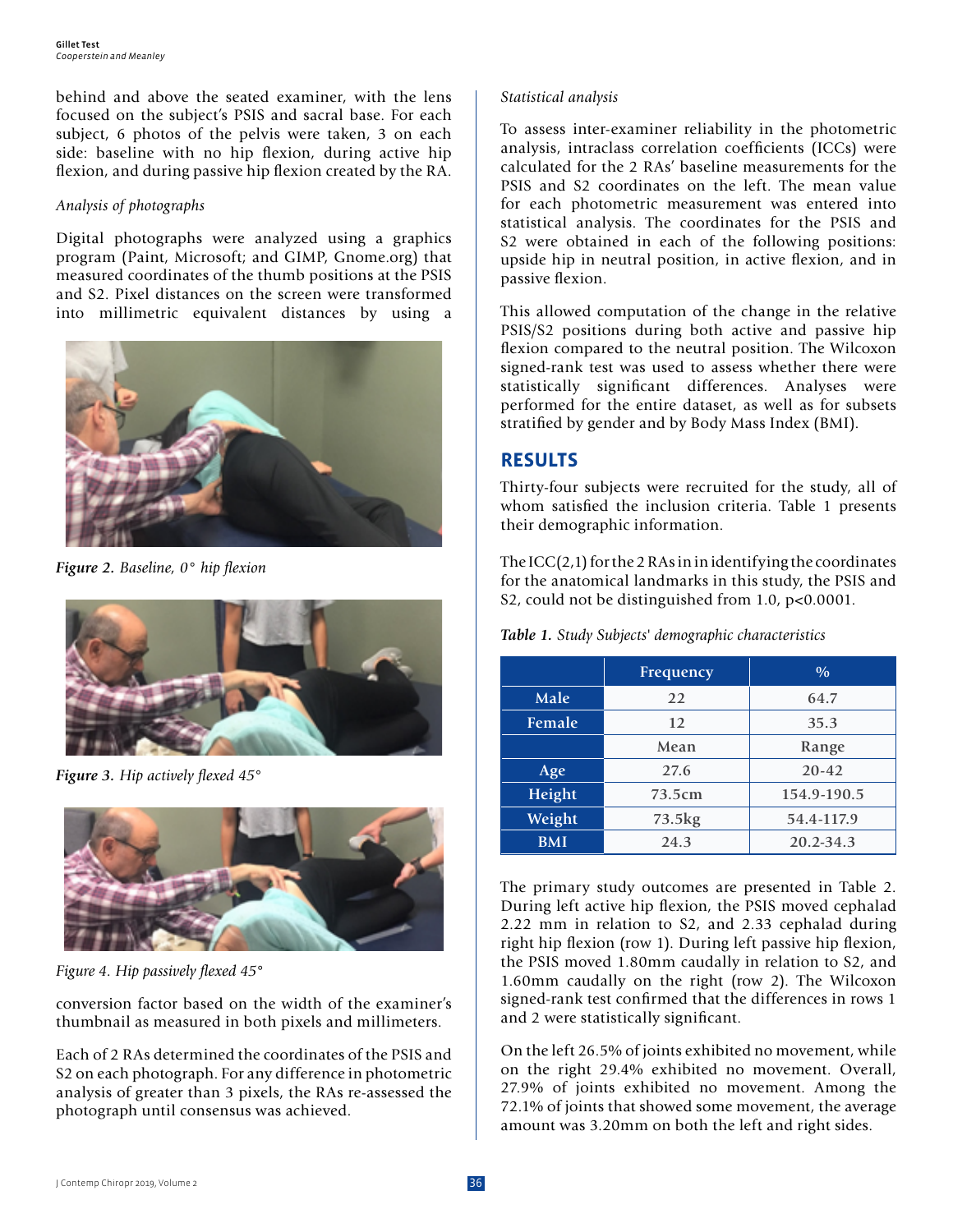behind and above the seated examiner, with the lens focused on the subject's PSIS and sacral base. For each subject, 6 photos of the pelvis were taken, 3 on each side: baseline with no hip flexion, during active hip flexion, and during passive hip flexion created by the RA.

*Analysis of photographs*

Digital photographs were analyzed using a graphics program (Paint, Microsoft; and GIMP, Gnome.org) that measured coordinates of the thumb positions at the PSIS and S2. Pixel distances on the screen were transformed into millimetric equivalent distances by using a conversion factor based on the width of the examiner's thumbnail as measured in both pixels and millimeters.

***Figure 2.*** *Baseline, 0° hip flexion*

***Figure 3.*** *Hip actively flexed 45°*

*Figure 4. Hip passively flexed 45°*

Each of 2 RAs determined the coordinates of the PSIS and S2 on each photograph. For any difference in photometric analysis of greater than 3 pixels, the RAs re-assessed the photograph until consensus was achieved.

*Statistical analysis*

To assess inter-examiner reliability in the photometric analysis, intraclass correlation coefficients (ICCs) were calculated for the 2 RAs' baseline measurements for the PSIS and S2 coordinates on the left. The mean value for each photometric measurement was entered into statistical analysis. The coordinates for the PSIS and S2 were obtained in each of the following positions: upside hip in neutral position, in active flexion, and in passive flexion.

This allowed computation of the change in the relative PSIS/S2 positions during both active and passive hip flexion compared to the neutral position. The Wilcoxon signed-rank test was used to assess whether there were statistically significant differences. Analyses were performed for the entire dataset, as well as for subsets stratified by gender and by Body Mass Index (BMI).

## RESULTS

Thirty-four subjects were recruited for the study, all of whom satisfied the inclusion criteria. Table 1 presents their demographic information.

The ICC(2,1) for the 2 RAs in in identifying the coordinates for the anatomical landmarks in this study, the PSIS and S2, could not be distinguished from 1.0, $p<0.0001$.

***Table 1.*** *Study Subjects' demographic characteristics*

| | Frequency | % |
|---|---|---|
| Male | 22 | 64.7 |
| Female | 12 | 35.3 |
| | Mean | Range |
| Age | 27.6 | 20-42 |
| Height | 73.5cm | 154.9-190.5 |
| Weight | 73.5kg | 54.4-117.9 |
| BMI | 24.3 | 20.2-34.3 |

The primary study outcomes are presented in Table 2. During left active hip flexion, the PSIS moved cephalad 2.22 mm in relation to S2, and 2.33 cephalad during right hip flexion (row 1). During left passive hip flexion, the PSIS moved 1.80mm caudally in relation to S2, and 1.60mm caudally on the right (row 2). The Wilcoxon signed-rank test confirmed that the differences in rows 1 and 2 were statistically significant.

On the left 26.5% of joints exhibited no movement, while on the right 29.4% exhibited no movement. Overall, 27.9% of joints exhibited no movement. Among the 72.1% of joints that showed some movement, the average amount was 3.20mm on both the left and right sides.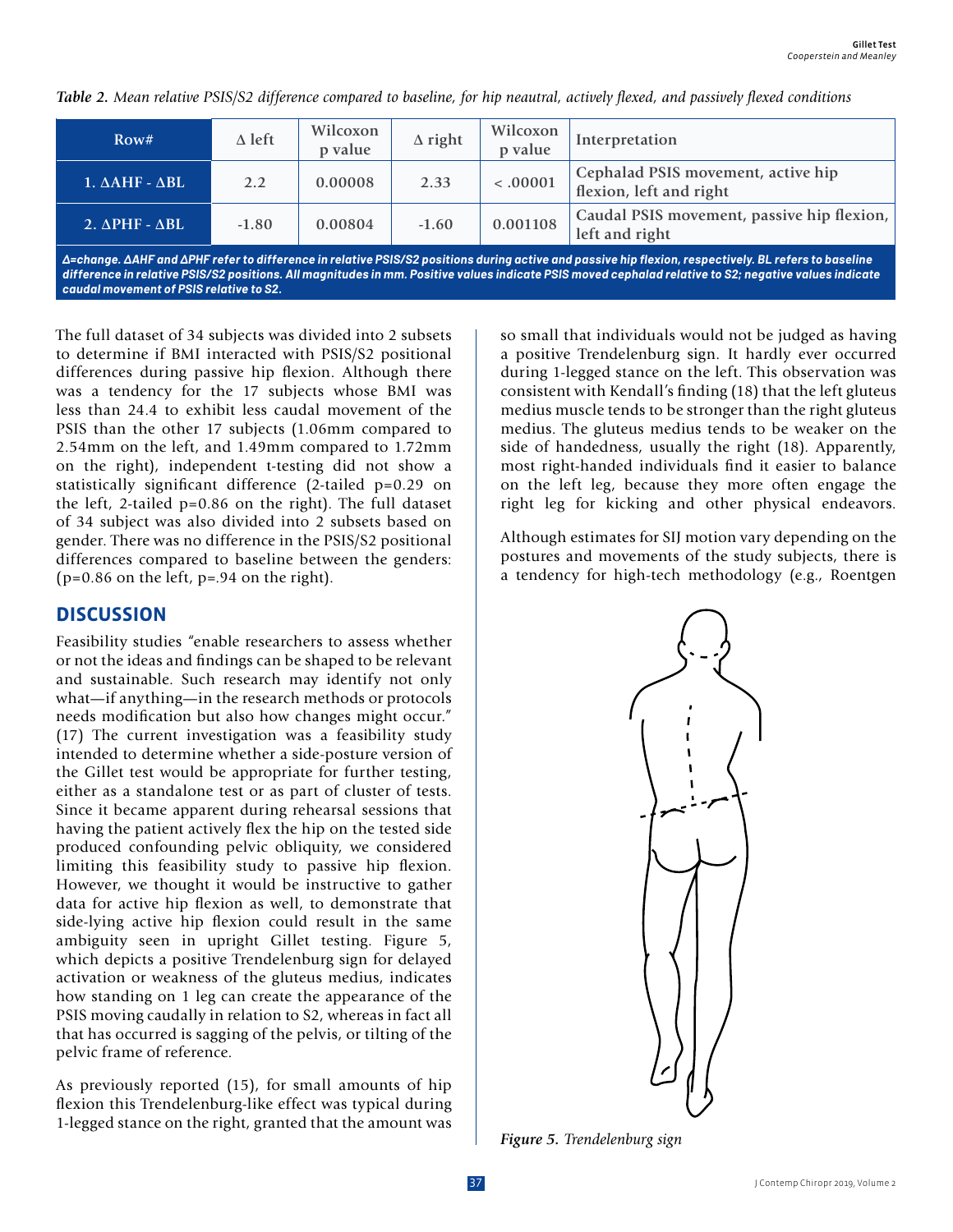*Table 2. Mean relative PSIS/S2 difference compared to baseline, for hip neautral, actively flexed, and passively flexed conditions*

| Row# | Δ left | Wilcoxon p value | Δ right | Wilcoxon p value | Interpretation |
|---|---|---|---|---|---|
| 1. ΔAHF - ΔBL | 2.2 | 0.00008 | 2.33 | < .00001 | Cephalad PSIS movement, active hip flexion, left and right |
| 2. ΔPHF - ΔBL | -1.80 | 0.00804 | -1.60 | 0.001108 | Caudal PSIS movement, passive hip flexion, left and right |

***Δ=change. ΔAHF and ΔPHF refer to difference in relative PSIS/S2 positions during active and passive hip flexion, respectively. BL refers to baseline difference in relative PSIS/S2 positions. All magnitudes in mm. Positive values indicate PSIS moved cephalad relative to S2; negative values indicate caudal movement of PSIS relative to S2.***

The full dataset of 34 subjects was divided into 2 subsets to determine if BMI interacted with PSIS/S2 positional differences during passive hip flexion. Although there was a tendency for the 17 subjects whose BMI was less than 24.4 to exhibit less caudal movement of the PSIS than the other 17 subjects (1.06mm compared to 2.54mm on the left, and 1.49mm compared to 1.72mm on the right), independent t-testing did not show a statistically significant difference (2-tailed p=0.29 on the left, 2-tailed p=0.86 on the right). The full dataset of 34 subject was also divided into 2 subsets based on gender. There was no difference in the PSIS/S2 positional differences compared to baseline between the genders: (p=0.86 on the left, p=.94 on the right).

## DISCUSSION

Feasibility studies "enable researchers to assess whether or not the ideas and findings can be shaped to be relevant and sustainable. Such research may identify not only what—if anything—in the research methods or protocols needs modification but also how changes might occur." (17) The current investigation was a feasibility study intended to determine whether a side-posture version of the Gillet test would be appropriate for further testing, either as a standalone test or as part of cluster of tests. Since it became apparent during rehearsal sessions that having the patient actively flex the hip on the tested side produced confounding pelvic obliquity, we considered limiting this feasibility study to passive hip flexion. However, we thought it would be instructive to gather data for active hip flexion as well, to demonstrate that side-lying active hip flexion could result in the same ambiguity seen in upright Gillet testing. Figure 5, which depicts a positive Trendelenburg sign for delayed activation or weakness of the gluteus medius, indicates how standing on 1 leg can create the appearance of the PSIS moving caudally in relation to S2, whereas in fact all that has occurred is sagging of the pelvis, or tilting of the pelvic frame of reference.

As previously reported (15), for small amounts of hip flexion this Trendelenburg-like effect was typical during 1-legged stance on the right, granted that the amount was so small that individuals would not be judged as having a positive Trendelenburg sign. It hardly ever occurred during 1-legged stance on the left. This observation was consistent with Kendall's finding (18) that the left gluteus medius muscle tends to be stronger than the right gluteus medius. The gluteus medius tends to be weaker on the side of handedness, usually the right (18). Apparently, most right-handed individuals find it easier to balance on the left leg, because they more often engage the right leg for kicking and other physical endeavors.

Although estimates for SIJ motion vary depending on the postures and movements of the study subjects, there is a tendency for high-tech methodology (e.g., Roentgen

*Figure 5. Trendelenburg sign*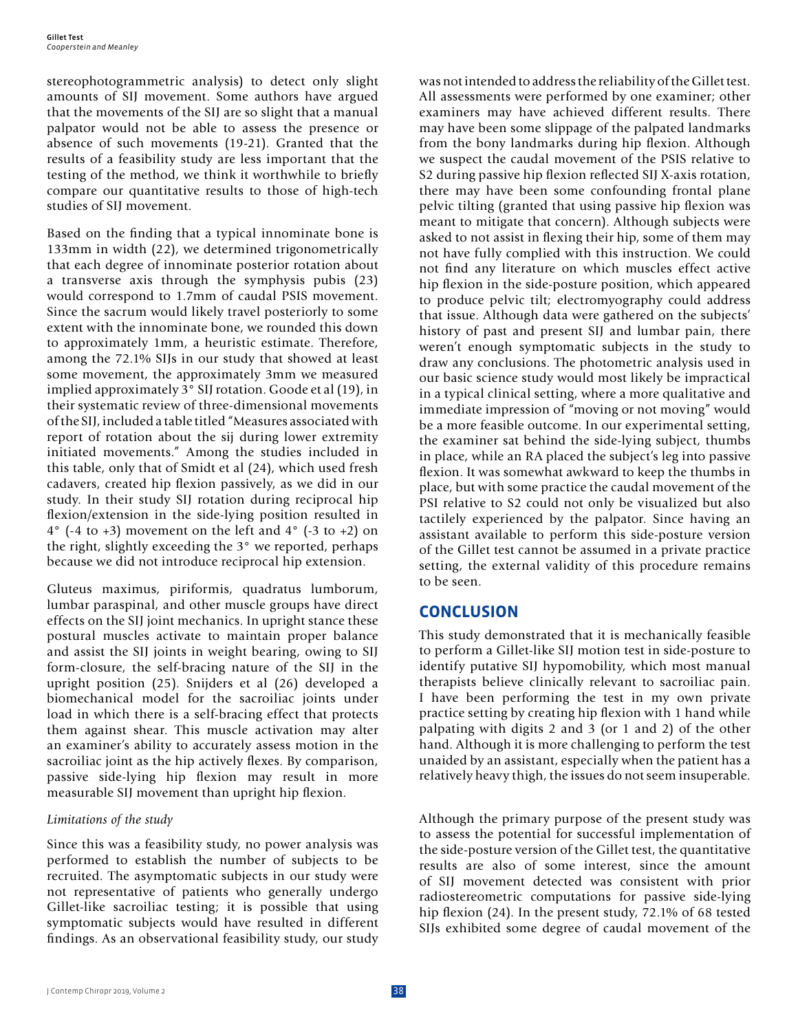stereophotogrammetric analysis) to detect only slight amounts of SIJ movement. Some authors have argued that the movements of the SIJ are so slight that a manual palpator would not be able to assess the presence or absence of such movements (19-21). Granted that the results of a feasibility study are less important that the testing of the method, we think it worthwhile to briefly compare our quantitative results to those of high-tech studies of SIJ movement.

Based on the finding that a typical innominate bone is 133mm in width (22), we determined trigonometrically that each degree of innominate posterior rotation about a transverse axis through the symphysis pubis (23) would correspond to 1.7mm of caudal PSIS movement. Since the sacrum would likely travel posteriorly to some extent with the innominate bone, we rounded this down to approximately 1mm, a heuristic estimate. Therefore, among the 72.1% SIJs in our study that showed at least some movement, the approximately 3mm we measured implied approximately 3° SIJ rotation. Goode et al (19), in their systematic review of three-dimensional movements of the SIJ, included a table titled "Measures associated with report of rotation about the sij during lower extremity initiated movements." Among the studies included in this table, only that of Smidt et al (24), which used fresh cadavers, created hip flexion passively, as we did in our study. In their study SIJ rotation during reciprocal hip flexion/extension in the side-lying position resulted in 4° (-4 to +3) movement on the left and 4° (-3 to +2) on the right, slightly exceeding the 3° we reported, perhaps because we did not introduce reciprocal hip extension.

Gluteus maximus, piriformis, quadratus lumborum, lumbar paraspinal, and other muscle groups have direct effects on the SIJ joint mechanics. In upright stance these postural muscles activate to maintain proper balance and assist the SIJ joints in weight bearing, owing to SIJ form-closure, the self-bracing nature of the SIJ in the upright position (25). Snijders et al (26) developed a biomechanical model for the sacroiliac joints under load in which there is a self-bracing effect that protects them against shear. This muscle activation may alter an examiner's ability to accurately assess motion in the sacroiliac joint as the hip actively flexes. By comparison, passive side-lying hip flexion may result in more measurable SIJ movement than upright hip flexion.

*Limitations of the study*

Since this was a feasibility study, no power analysis was performed to establish the number of subjects to be recruited. The asymptomatic subjects in our study were not representative of patients who generally undergo Gillet-like sacroiliac testing; it is possible that using symptomatic subjects would have resulted in different findings. As an observational feasibility study, our study was not intended to address the reliability of the Gillet test. All assessments were performed by one examiner; other examiners may have achieved different results. There may have been some slippage of the palpated landmarks from the bony landmarks during hip flexion. Although we suspect the caudal movement of the PSIS relative to S2 during passive hip flexion reflected SIJ X-axis rotation, there may have been some confounding frontal plane pelvic tilting (granted that using passive hip flexion was meant to mitigate that concern). Although subjects were asked to not assist in flexing their hip, some of them may not have fully complied with this instruction. We could not find any literature on which muscles effect active hip flexion in the side-posture position, which appeared to produce pelvic tilt; electromyography could address that issue. Although data were gathered on the subjects' history of past and present SIJ and lumbar pain, there weren't enough symptomatic subjects in the study to draw any conclusions. The photometric analysis used in our basic science study would most likely be impractical in a typical clinical setting, where a more qualitative and immediate impression of "moving or not moving" would be a more feasible outcome. In our experimental setting, the examiner sat behind the side-lying subject, thumbs in place, while an RA placed the subject's leg into passive flexion. It was somewhat awkward to keep the thumbs in place, but with some practice the caudal movement of the PSI relative to S2 could not only be visualized but also tactilely experienced by the palpator. Since having an assistant available to perform this side-posture version of the Gillet test cannot be assumed in a private practice setting, the external validity of this procedure remains to be seen.

## CONCLUSION

This study demonstrated that it is mechanically feasible to perform a Gillet-like SIJ motion test in side-posture to identify putative SIJ hypomobility, which most manual therapists believe clinically relevant to sacroiliac pain. I have been performing the test in my own private practice setting by creating hip flexion with 1 hand while palpating with digits 2 and 3 (or 1 and 2) of the other hand. Although it is more challenging to perform the test unaided by an assistant, especially when the patient has a relatively heavy thigh, the issues do not seem insuperable.

Although the primary purpose of the present study was to assess the potential for successful implementation of the side-posture version of the Gillet test, the quantitative results are also of some interest, since the amount of SIJ movement detected was consistent with prior radiostereometric computations for passive side-lying hip flexion (24). In the present study, 72.1% of 68 tested SIJs exhibited some degree of caudal movement of the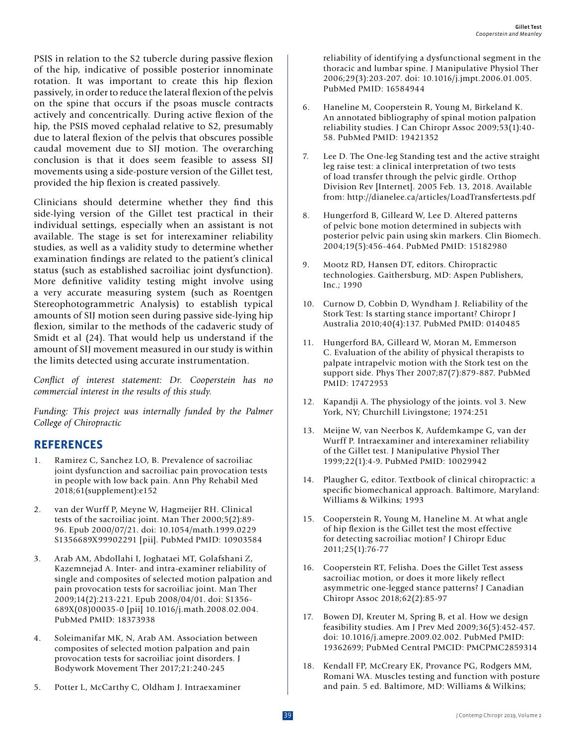PSIS in relation to the S2 tubercle during passive flexion of the hip, indicative of possible posterior innominate rotation. It was important to create this hip flexion passively, in order to reduce the lateral flexion of the pelvis on the spine that occurs if the psoas muscle contracts actively and concentrically. During active flexion of the hip, the PSIS moved cephalad relative to S2, presumably due to lateral flexion of the pelvis that obscures possible caudal movement due to SIJ motion. The overarching conclusion is that it does seem feasible to assess SIJ movements using a side-posture version of the Gillet test, provided the hip flexion is created passively.

Clinicians should determine whether they find this side-lying version of the Gillet test practical in their individual settings, especially when an assistant is not available. The stage is set for interexaminer reliability studies, as well as a validity study to determine whether examination findings are related to the patient's clinical status (such as established sacroiliac joint dysfunction). More definitive validity testing might involve using a very accurate measuring system (such as Roentgen Stereophotogrammetric Analysis) to establish typical amounts of SIJ motion seen during passive side-lying hip flexion, similar to the methods of the cadaveric study of Smidt et al (24). That would help us understand if the amount of SIJ movement measured in our study is within the limits detected using accurate instrumentation.

*Conflict of interest statement: Dr. Cooperstein has no commercial interest in the results of this study.*

*Funding: This project was internally funded by the Palmer College of Chiropractic*

## REFERENCES

1. Ramirez C, Sanchez LO, B. Prevalence of sacroiliac joint dysfunction and sacroiliac pain provocation tests in people with low back pain. Ann Phy Rehabil Med 2018;61(supplement):e152
2. van der Wurff P, Meyne W, Hagmeijer RH. Clinical tests of the sacroiliac joint. Man Ther 2000;5(2):89-96. Epub 2000/07/21. doi: 10.1054/math.1999.0229 S1356689X99902291 [pii]. PubMed PMID: 10903584
3. Arab AM, Abdollahi I, Joghataei MT, Golafshani Z, Kazemnejad A. Inter- and intra-examiner reliability of single and composites of selected motion palpation and pain provocation tests for sacroiliac joint. Man Ther 2009;14(2):213-221. Epub 2008/04/01. doi: S1356-689X(08)00035-0 [pii] 10.1016/j.math.2008.02.004. PubMed PMID: 18373938
4. Soleimanifar MK, N, Arab AM. Association between composites of selected motion palpation and pain provocation tests for sacroiliac joint disorders. J Bodywork Movement Ther 2017;21:240-245
5. Potter L, McCarthy C, Oldham J. Intraexaminer reliability of identifying a dysfunctional segment in the thoracic and lumbar spine. J Manipulative Physiol Ther 2006;29(3):203-207. doi: 10.1016/j.jmpt.2006.01.005. PubMed PMID: 16584944
6. Haneline M, Cooperstein R, Young M, Birkeland K. An annotated bibliography of spinal motion palpation reliability studies. J Can Chiropr Assoc 2009;53(1):40-58. PubMed PMID: 19421352
7. Lee D. The One-leg Standing test and the active straight leg raise test: a clinical interpretation of two tests of load transfer through the pelvic girdle. Orthop Division Rev [Internet]. 2005 Feb. 13, 2018. Available from: http://dianelee.ca/articles/LoadTransfertests.pdf
8. Hungerford B, Gilleard W, Lee D. Altered patterns of pelvic bone motion determined in subjects with posterior pelvic pain using skin markers. Clin Biomech. 2004;19(5):456-464. PubMed PMID: 15182980
9. Mootz RD, Hansen DT, editors. Chiropractic technologies. Gaithersburg, MD: Aspen Publishers, Inc.; 1990
10. Curnow D, Cobbin D, Wyndham J. Reliability of the Stork Test: Is starting stance important? Chiropr J Australia 2010;40(4):137. PubMed PMID: 0140485
11. Hungerford BA, Gilleard W, Moran M, Emmerson C. Evaluation of the ability of physical therapists to palpate intrapelvic motion with the Stork test on the support side. Phys Ther 2007;87(7):879-887. PubMed PMID: 17472953
12. Kapandji A. The physiology of the joints. vol 3. New York, NY; Churchill Livingstone; 1974:251
13. Meijne W, van Neerbos K, Aufdemkampe G, van der Wurff P. Intraexaminer and interexaminer reliability of the Gillet test. J Manipulative Physiol Ther 1999;22(1):4-9. PubMed PMID: 10029942
14. Plaugher G, editor. Textbook of clinical chiropractic: a specific biomechanical approach. Baltimore, Maryland: Williams & Wilkins; 1993
15. Cooperstein R, Young M, Haneline M. At what angle of hip flexion is the Gillet test the most effective for detecting sacroiliac motion? J Chiropr Educ 2011;25(1):76-77
16. Cooperstein RT, Felisha. Does the Gillet Test assess sacroiliac motion, or does it more likely reflect asymmetric one-legged stance patterns? J Canadian Chiropr Assoc 2018;62(2):85-97
17. Bowen DJ, Kreuter M, Spring B, et al. How we design feasibility studies. Am J Prev Med 2009;36(5):452-457. doi: 10.1016/j.amepre.2009.02.002. PubMed PMID: 19362699; PubMed Central PMCID: PMCPMC2859314
18. Kendall FP, McCreary EK, Provance PG, Rodgers MM, Romani WA. Muscles testing and function with posture and pain. 5 ed. Baltimore, MD: Williams & Wilkins;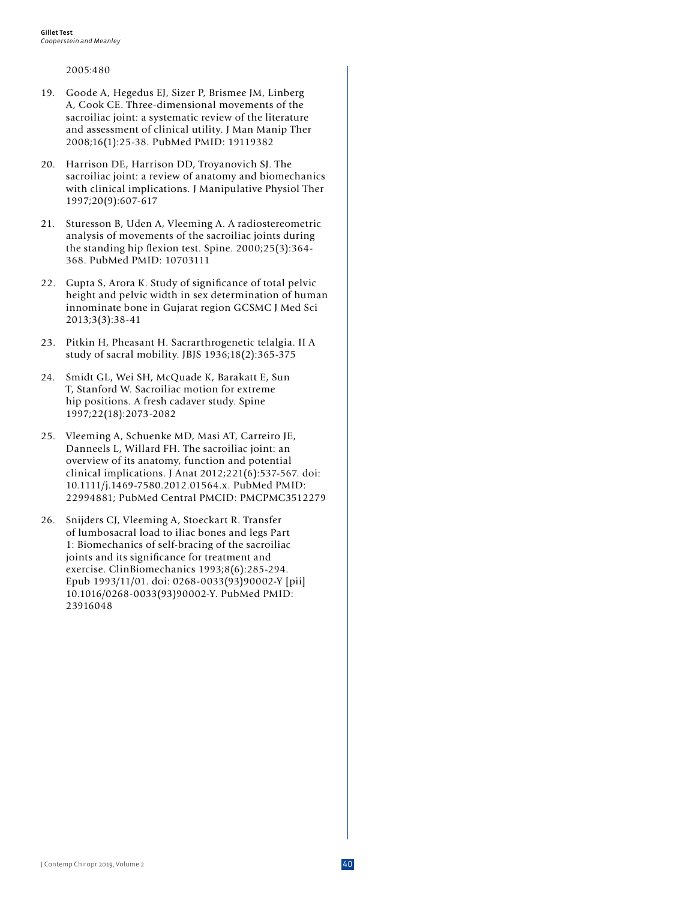2005:480

19. Goode A, Hegedus EJ, Sizer P, Brismee JM, Linberg A, Cook CE. Three-dimensional movements of the sacroiliac joint: a systematic review of the literature and assessment of clinical utility. J Man Manip Ther 2008;16(1):25-38. PubMed PMID: 19119382

20. Harrison DE, Harrison DD, Troyanovich SJ. The sacroiliac joint: a review of anatomy and biomechanics with clinical implications. J Manipulative Physiol Ther 1997;20(9):607-617

21. Sturesson B, Uden A, Vleeming A. A radiostereometric analysis of movements of the sacroiliac joints during the standing hip flexion test. Spine. 2000;25(3):364-368. PubMed PMID: 10703111

22. Gupta S, Arora K. Study of significance of total pelvic height and pelvic width in sex determination of human innominate bone in Gujarat region GCSMC J Med Sci 2013;3(3):38-41

23. Pitkin H, Pheasant H. Sacrarthrogenetic telalgia. II A study of sacral mobility. JBJS 1936;18(2):365-375

24. Smidt GL, Wei SH, McQuade K, Barakatt E, Sun T, Stanford W. Sacroiliac motion for extreme hip positions. A fresh cadaver study. Spine 1997;22(18):2073-2082

25. Vleeming A, Schuenke MD, Masi AT, Carreiro JE, Danneels L, Willard FH. The sacroiliac joint: an overview of its anatomy, function and potential clinical implications. J Anat 2012;221(6):537-567. doi: 10.1111/j.1469-7580.2012.01564.x. PubMed PMID: 22994881; PubMed Central PMCID: PMCPMC3512279

26. Snijders CJ, Vleeming A, Stoeckart R. Transfer of lumbosacral load to iliac bones and legs Part 1: Biomechanics of self-bracing of the sacroiliac joints and its significance for treatment and exercise. ClinBiomechanics 1993;8(6):285-294. Epub 1993/11/01. doi: 0268-0033(93)90002-Y [pii] 10.1016/0268-0033(93)90002-Y. PubMed PMID: 23916048